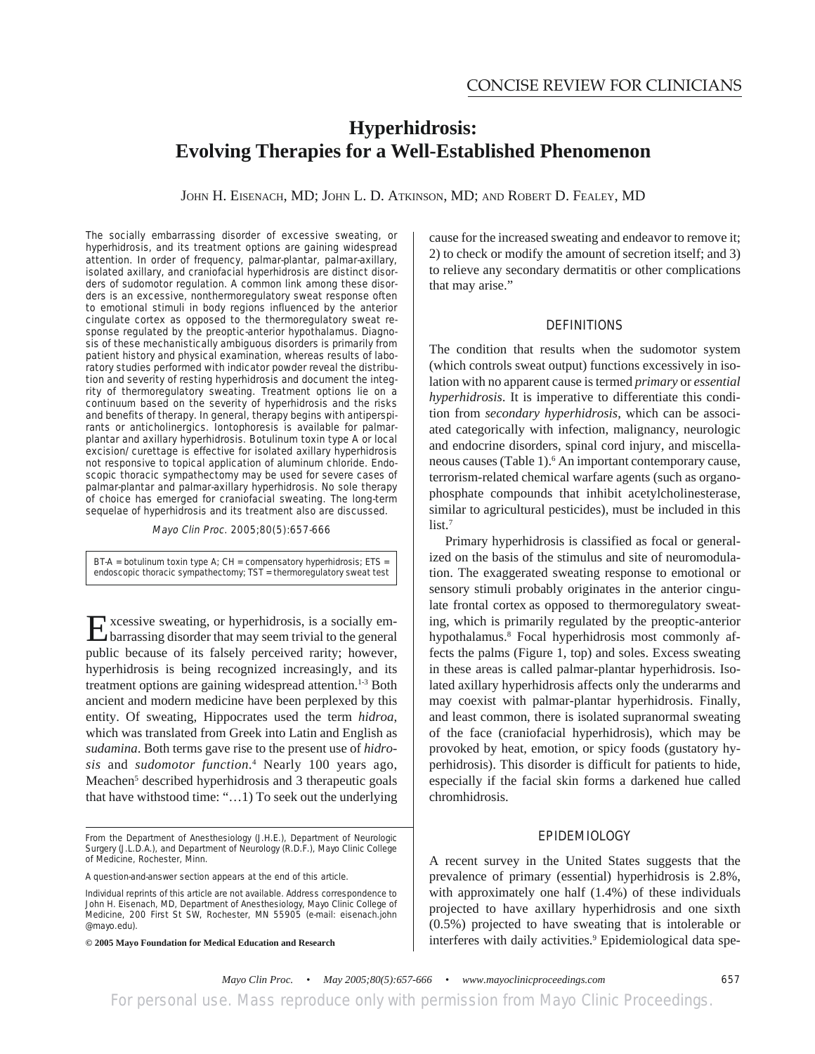CONCISE REVIEW FOR CLINICIANS

# Hyperhidrosis: Evolving Therapies for a Well-Established Phenomenon

JOHN H. EISENACH, MD; JOHN L. D. ATKINSON, MD; AND ROBERT D. FEALEY, MD

The socially embarrassing disorder of excessive sweating, or hyperhidrosis, and its treatment options are gaining widespread attention. In order of frequency, palmar-plantar, palmar-axillary, isolated axillary, and craniofacial hyperhidrosis are distinct disorders of sudomotor regulation. A common link among these disorders is an excessive, nonthermoregulatory sweat response often to emotional stimuli in body regions influenced by the anterior cingulate cortex as opposed to the thermoregulatory sweat response regulated by the preoptic-anterior hypothalamus. Diagnosis of these mechanistically ambiguous disorders is primarily from patient history and physical examination, whereas results of laboratory studies performed with indicator powder reveal the distribution and severity of resting hyperhidrosis and document the integrity of thermoregulatory sweating. Treatment options lie on a continuum based on the severity of hyperhidrosis and the risks and benefits of therapy. In general, therapy begins with antiperspirants or anticholinergics. Iontophoresis is available for palmar-plantar and axillary hyperhidrosis. Botulinum toxin type A or local excision/curettage is effective for isolated axillary hyperhidrosis not responsive to topical application of aluminum chloride. Endoscopic thoracic sympathectomy may be used for severe cases of palmar-plantar and palmar-axillary hyperhidrosis. No sole therapy of choice has emerged for craniofacial sweating. The long-term sequelae of hyperhidrosis and its treatment also are discussed.

*Mayo Clin Proc.* 2005;80(5):657-666

BT-A = botulinum toxin type A; CH = compensatory hyperhidrosis; ETS = endoscopic thoracic sympathectomy; TST = thermoregulatory sweat test

Excessive sweating, or hyperhidrosis, is a socially embarrassing disorder that may seem trivial to the general public because of its falsely perceived rarity; however, hyperhidrosis is being recognized increasingly, and its treatment options are gaining widespread attention.[1-3] Both ancient and modern medicine have been perplexed by this entity. Of sweating, Hippocrates used the term *hidroa*, which was translated from Greek into Latin and English as *sudamina*. Both terms gave rise to the present use of *hidrosis* and *sudomotor function*.[4] Nearly 100 years ago, Meachen[5] described hyperhidrosis and 3 therapeutic goals that have withstood time: "…1) To seek out the underlying cause for the increased sweating and endeavor to remove it; 2) to check or modify the amount of secretion itself; and 3) to relieve any secondary dermatitis or other complications that may arise."

From the Department of Anesthesiology (J.H.E.), Department of Neurologic Surgery (J.L.D.A.), and Department of Neurology (R.D.F.), Mayo Clinic College of Medicine, Rochester, Minn.

A question-and-answer section appears at the end of this article.

Individual reprints of this article are not available. Address correspondence to John H. Eisenach, MD, Department of Anesthesiology, Mayo Clinic College of Medicine, 200 First St SW, Rochester, MN 55905 (e-mail: eisenach.john@mayo.edu).

**© 2005 Mayo Foundation for Medical Education and Research**

## DEFINITIONS

The condition that results when the sudomotor system (which controls sweat output) functions excessively in isolation with no apparent cause is termed *primary* or *essential hyperhidrosis*. It is imperative to differentiate this condition from *secondary hyperhidrosis*, which can be associated categorically with infection, malignancy, neurologic and endocrine disorders, spinal cord injury, and miscellaneous causes (Table 1).[6] An important contemporary cause, terrorism-related chemical warfare agents (such as organophosphate compounds that inhibit acetylcholinesterase, similar to agricultural pesticides), must be included in this list.[7]

Primary hyperhidrosis is classified as focal or generalized on the basis of the stimulus and site of neuromodulation. The exaggerated sweating response to emotional or sensory stimuli probably originates in the anterior cingulate frontal cortex as opposed to thermoregulatory sweating, which is primarily regulated by the preoptic-anterior hypothalamus.[8] Focal hyperhidrosis most commonly affects the palms (Figure 1, top) and soles. Excess sweating in these areas is called palmar-plantar hyperhidrosis. Isolated axillary hyperhidrosis affects only the underarms and may coexist with palmar-plantar hyperhidrosis. Finally, and least common, there is isolated supranormal sweating of the face (craniofacial hyperhidrosis), which may be provoked by heat, emotion, or spicy foods (gustatory hyperhidrosis). This disorder is difficult for patients to hide, especially if the facial skin forms a darkened hue called chromhidrosis.

## EPIDEMIOLOGY

A recent survey in the United States suggests that the prevalence of primary (essential) hyperhidrosis is 2.8%, with approximately one half (1.4%) of these individuals projected to have axillary hyperhidrosis and one sixth (0.5%) projected to have sweating that is intolerable or interferes with daily activities.[9] Epidemiological data spe-

For personal use. Mass reproduce only with permission from Mayo Clinic Proceedings.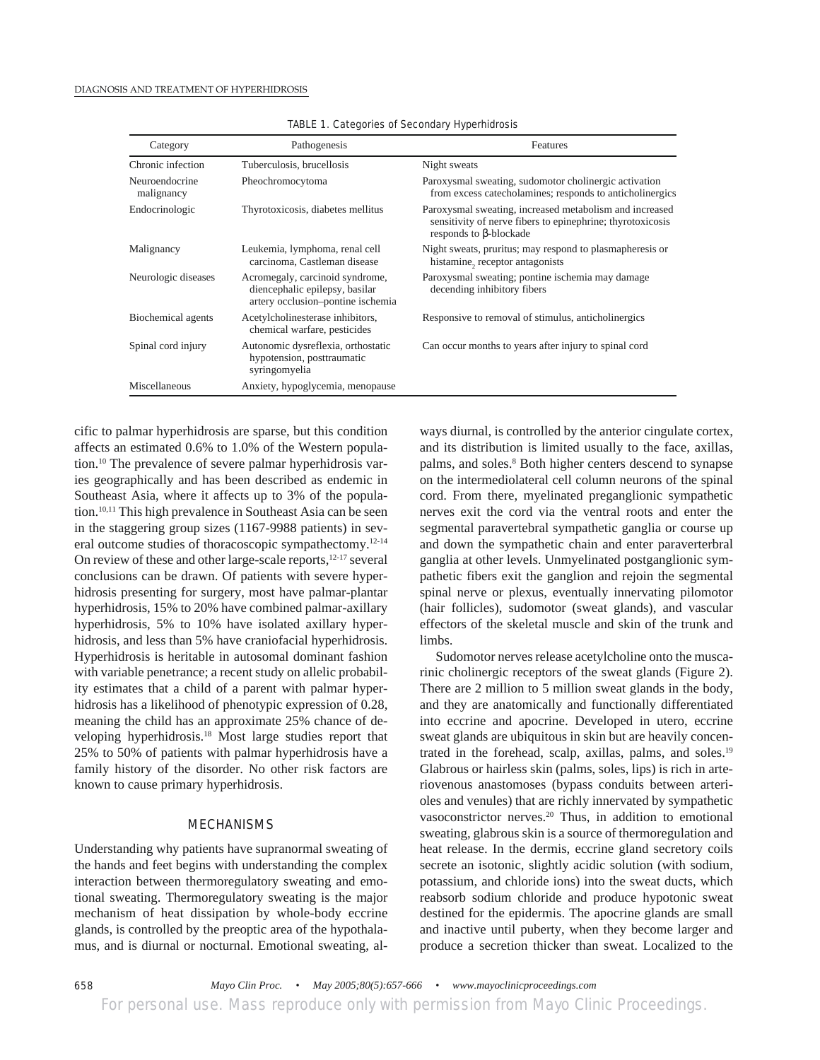TABLE 1. Categories of Secondary Hyperhidrosis

| Category | Pathogenesis | Features |
|---|---|---|
| Chronic infection | Tuberculosis, brucellosis | Night sweats |
| Neuroendocrine malignancy | Pheochromocytoma | Paroxysmal sweating, sudomotor cholinergic activation from excess catecholamines; responds to anticholinergics |
| Endocrinologic | Thyrotoxicosis, diabetes mellitus | Paroxysmal sweating, increased metabolism and increased sensitivity of nerve fibers to epinephrine; thyrotoxicosis responds to β-blockade |
| Malignancy | Leukemia, lymphoma, renal cell carcinoma, Castleman disease | Night sweats, pruritus; may respond to plasmapheresis or histamine$_2$ receptor antagonists |
| Neurologic diseases | Acromegaly, carcinoid syndrome, diencephalic epilepsy, basilar artery occlusion–pontine ischemia | Paroxysmal sweating; pontine ischemia may damage decending inhibitory fibers |
| Biochemical agents | Acetylcholinesterase inhibitors, chemical warfare, pesticides | Responsive to removal of stimulus, anticholinergics |
| Spinal cord injury | Autonomic dysreflexia, orthostatic hypotension, posttraumatic syringomyelia | Can occur months to years after injury to spinal cord |
| Miscellaneous | Anxiety, hypoglycemia, menopause | |

cific to palmar hyperhidrosis are sparse, but this condition affects an estimated 0.6% to 1.0% of the Western population.[10] The prevalence of severe palmar hyperhidrosis varies geographically and has been described as endemic in Southeast Asia, where it affects up to 3% of the population.[10,11] This high prevalence in Southeast Asia can be seen in the staggering group sizes (1167-9988 patients) in several outcome studies of thoracoscopic sympathectomy.[12-14] On review of these and other large-scale reports,[12-17] several conclusions can be drawn. Of patients with severe hyperhidrosis presenting for surgery, most have palmar-plantar hyperhidrosis, 15% to 20% have combined palmar-axillary hyperhidrosis, 5% to 10% have isolated axillary hyperhidrosis, and less than 5% have craniofacial hyperhidrosis. Hyperhidrosis is heritable in autosomal dominant fashion with variable penetrance; a recent study on allelic probability estimates that a child of a parent with palmar hyperhidrosis has a likelihood of phenotypic expression of 0.28, meaning the child has an approximate 25% chance of developing hyperhidrosis.[18] Most large studies report that 25% to 50% of patients with palmar hyperhidrosis have a family history of the disorder. No other risk factors are known to cause primary hyperhidrosis.

## MECHANISMS

Understanding why patients have supranormal sweating of the hands and feet begins with understanding the complex interaction between thermoregulatory sweating and emotional sweating. Thermoregulatory sweating is the major mechanism of heat dissipation by whole-body eccrine glands, is controlled by the preoptic area of the hypothalamus, and is diurnal or nocturnal. Emotional sweating, always diurnal, is controlled by the anterior cingulate cortex, and its distribution is limited usually to the face, axillas, palms, and soles.[8] Both higher centers descend to synapse on the intermediolateral cell column neurons of the spinal cord. From there, myelinated preganglionic sympathetic nerves exit the cord via the ventral roots and enter the segmental paravertebral sympathetic ganglia or course up and down the sympathetic chain and enter paraverterbral ganglia at other levels. Unmyelinated postganglionic sympathetic fibers exit the ganglion and rejoin the segmental spinal nerve or plexus, eventually innervating pilomotor (hair follicles), sudomotor (sweat glands), and vascular effectors of the skeletal muscle and skin of the trunk and limbs.

Sudomotor nerves release acetylcholine onto the muscarinic cholinergic receptors of the sweat glands (Figure 2). There are 2 million to 5 million sweat glands in the body, and they are anatomically and functionally differentiated into eccrine and apocrine. Developed in utero, eccrine sweat glands are ubiquitous in skin but are heavily concentrated in the forehead, scalp, axillas, palms, and soles.[19] Glabrous or hairless skin (palms, soles, lips) is rich in arteriovenous anastomoses (bypass conduits between arterioles and venules) that are richly innervated by sympathetic vasoconstrictor nerves.[20] Thus, in addition to emotional sweating, glabrous skin is a source of thermoregulation and heat release. In the dermis, eccrine gland secretory coils secrete an isotonic, slightly acidic solution (with sodium, potassium, and chloride ions) into the sweat ducts, which reabsorb sodium chloride and produce hypotonic sweat destined for the epidermis. The apocrine glands are small and inactive until puberty, when they become larger and produce a secretion thicker than sweat. Localized to the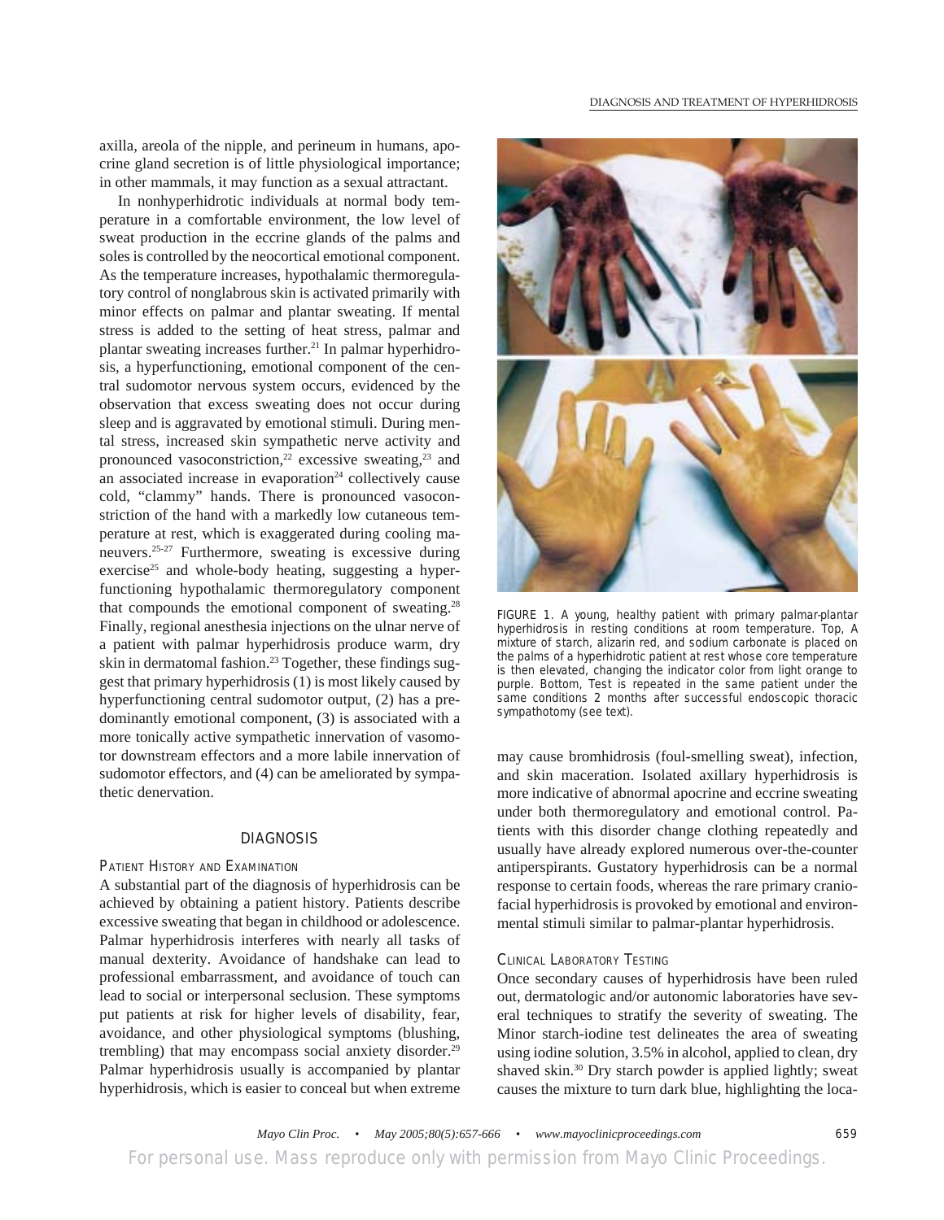axilla, areola of the nipple, and perineum in humans, apocrine gland secretion is of little physiological importance; in other mammals, it may function as a sexual attractant.

In nonhyperhidrotic individuals at normal body temperature in a comfortable environment, the low level of sweat production in the eccrine glands of the palms and soles is controlled by the neocortical emotional component. As the temperature increases, hypothalamic thermoregulatory control of nonglabrous skin is activated primarily with minor effects on palmar and plantar sweating. If mental stress is added to the setting of heat stress, palmar and plantar sweating increases further.[21] In palmar hyperhidrosis, a hyperfunctioning, emotional component of the central sudomotor nervous system occurs, evidenced by the observation that excess sweating does not occur during sleep and is aggravated by emotional stimuli. During mental stress, increased skin sympathetic nerve activity and pronounced vasoconstriction,[22] excessive sweating,[23] and an associated increase in evaporation[24] collectively cause cold, "clammy" hands. There is pronounced vasoconstriction of the hand with a markedly low cutaneous temperature at rest, which is exaggerated during cooling maneuvers.[25-27] Furthermore, sweating is excessive during exercise[25] and whole-body heating, suggesting a hyperfunctioning hypothalamic thermoregulatory component that compounds the emotional component of sweating.[28] Finally, regional anesthesia injections on the ulnar nerve of a patient with palmar hyperhidrosis produce warm, dry skin in dermatomal fashion.[23] Together, these findings suggest that primary hyperhidrosis (1) is most likely caused by hyperfunctioning central sudomotor output, (2) has a predominantly emotional component, (3) is associated with a more tonically active sympathetic innervation of vasomotor downstream effectors and a more labile innervation of sudomotor effectors, and (4) can be ameliorated by sympathetic denervation.

## DIAGNOSIS

### Patient History and Examination

A substantial part of the diagnosis of hyperhidrosis can be achieved by obtaining a patient history. Patients describe excessive sweating that began in childhood or adolescence. Palmar hyperhidrosis interferes with nearly all tasks of manual dexterity. Avoidance of handshake can lead to professional embarrassment, and avoidance of touch can lead to social or interpersonal seclusion. These symptoms put patients at risk for higher levels of disability, fear, avoidance, and other physiological symptoms (blushing, trembling) that may encompass social anxiety disorder.[29] Palmar hyperhidrosis usually is accompanied by plantar hyperhidrosis, which is easier to conceal but when extreme may cause bromhidrosis (foul-smelling sweat), infection, and skin maceration. Isolated axillary hyperhidrosis is more indicative of abnormal apocrine and eccrine sweating under both thermoregulatory and emotional control. Patients with this disorder change clothing repeatedly and usually have already explored numerous over-the-counter antiperspirants. Gustatory hyperhidrosis can be a normal response to certain foods, whereas the rare primary craniofacial hyperhidrosis is provoked by emotional and environmental stimuli similar to palmar-plantar hyperhidrosis.

FIGURE 1. A young, healthy patient with primary palmar-plantar hyperhidrosis in resting conditions at room temperature. Top, A mixture of starch, alizarin red, and sodium carbonate is placed on the palms of a hyperhidrotic patient at rest whose core temperature is then elevated, changing the indicator color from light orange to purple. Bottom, Test is repeated in the same patient under the same conditions 2 months after successful endoscopic thoracic sympathotomy (see text).

### Clinical Laboratory Testing

Once secondary causes of hyperhidrosis have been ruled out, dermatologic and/or autonomic laboratories have several techniques to stratify the severity of sweating. The Minor starch-iodine test delineates the area of sweating using iodine solution, 3.5% in alcohol, applied to clean, dry shaved skin.[30] Dry starch powder is applied lightly; sweat causes the mixture to turn dark blue, highlighting the loca-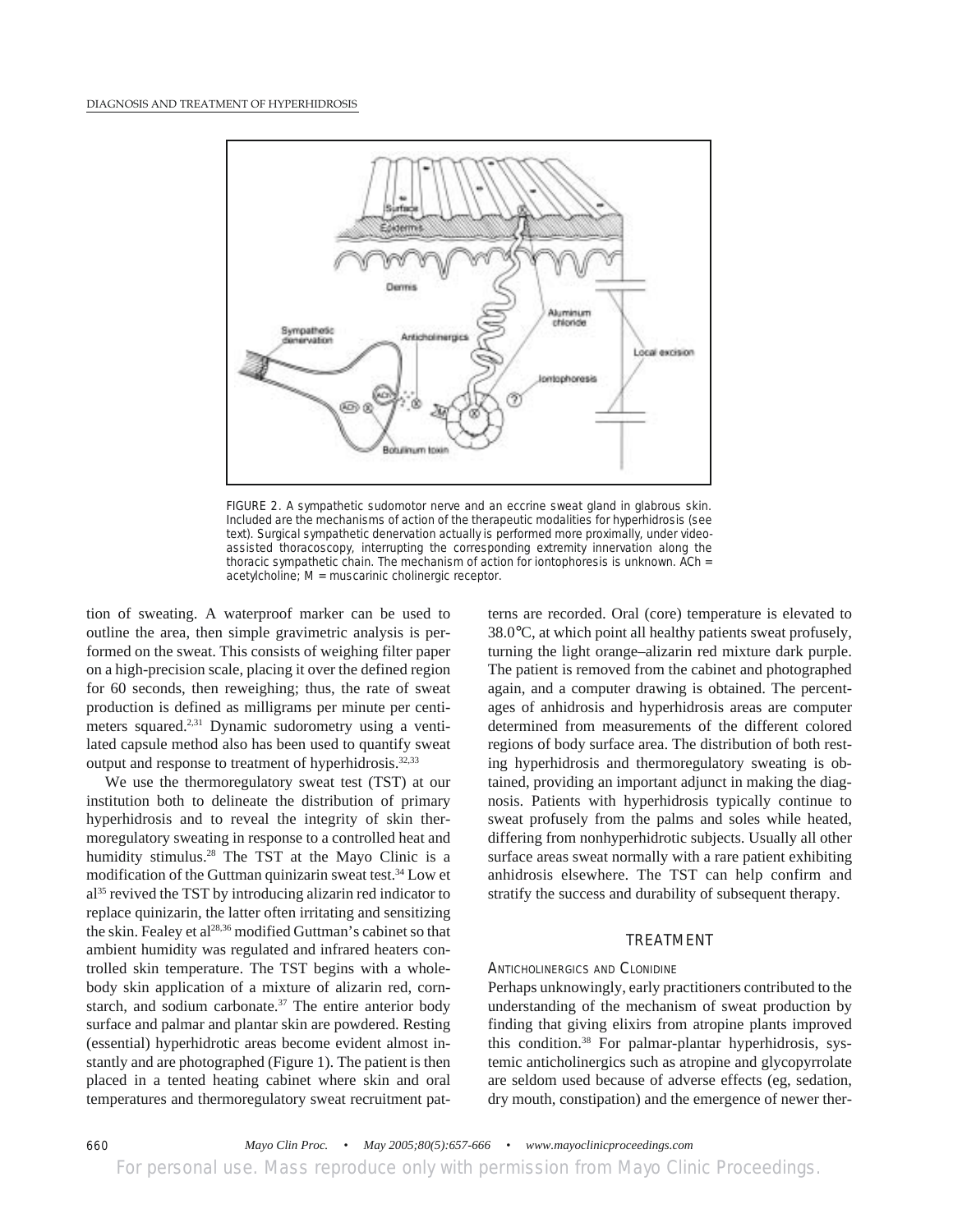FIGURE 2. A sympathetic sudomotor nerve and an eccrine sweat gland in glabrous skin. Included are the mechanisms of action of the therapeutic modalities for hyperhidrosis (see text). Surgical sympathetic denervation actually is performed more proximally, under video-assisted thoracoscopy, interrupting the corresponding extremity innervation along the thoracic sympathetic chain. The mechanism of action for iontophoresis is unknown. ACh = acetylcholine; M = muscarinic cholinergic receptor.

tion of sweating. A waterproof marker can be used to outline the area, then simple gravimetric analysis is performed on the sweat. This consists of weighing filter paper on a high-precision scale, placing it over the defined region for 60 seconds, then reweighing; thus, the rate of sweat production is defined as milligrams per minute per centimeters squared.[2,31] Dynamic sudorometry using a ventilated capsule method also has been used to quantify sweat output and response to treatment of hyperhidrosis.[32,33]

We use the thermoregulatory sweat test (TST) at our institution both to delineate the distribution of primary hyperhidrosis and to reveal the integrity of skin thermoregulatory sweating in response to a controlled heat and humidity stimulus.[28] The TST at the Mayo Clinic is a modification of the Guttman quinizarin sweat test.[34] Low et al[35] revived the TST by introducing alizarin red indicator to replace quinizarin, the latter often irritating and sensitizing the skin. Fealey et al[28,36] modified Guttman's cabinet so that ambient humidity was regulated and infrared heaters controlled skin temperature. The TST begins with a whole-body skin application of a mixture of alizarin red, cornstarch, and sodium carbonate.[37] The entire anterior body surface and palmar and plantar skin are powdered. Resting (essential) hyperhidrotic areas become evident almost instantly and are photographed (Figure 1). The patient is then placed in a tented heating cabinet where skin and oral temperatures and thermoregulatory sweat recruitment patterns are recorded. Oral (core) temperature is elevated to 38.0°C, at which point all healthy patients sweat profusely, turning the light orange–alizarin red mixture dark purple. The patient is removed from the cabinet and photographed again, and a computer drawing is obtained. The percentages of anhidrosis and hyperhidrosis areas are computer determined from measurements of the different colored regions of body surface area. The distribution of both resting hyperhidrosis and thermoregulatory sweating is obtained, providing an important adjunct in making the diagnosis. Patients with hyperhidrosis typically continue to sweat profusely from the palms and soles while heated, differing from nonhyperhidrotic subjects. Usually all other surface areas sweat normally with a rare patient exhibiting anhidrosis elsewhere. The TST can help confirm and stratify the success and durability of subsequent therapy.

## TREATMENT

### ANTICHOLINERGICS AND CLONIDINE

Perhaps unknowingly, early practitioners contributed to the understanding of the mechanism of sweat production by finding that giving elixirs from atropine plants improved this condition.[38] For palmar-plantar hyperhidrosis, systemic anticholinergics such as atropine and glycopyrrolate are seldom used because of adverse effects (eg, sedation, dry mouth, constipation) and the emergence of newer ther-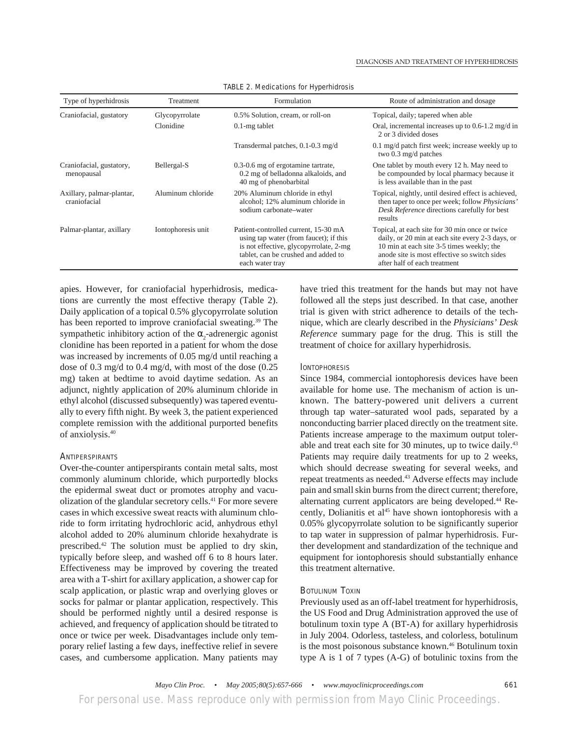TABLE 2. Medications for Hyperhidrosis

| Type of hyperhidrosis | Treatment | Formulation | Route of administration and dosage |
|---|---|---|---|
| Craniofacial, gustatory | Glycopyrrolate | 0.5% Solution, cream, or roll-on | Topical, daily; tapered when able |
| | Clonidine | 0.1-mg tablet | Oral, incremental increases up to 0.6-1.2 mg/d in 2 or 3 divided doses |
| | | Transdermal patches, 0.1-0.3 mg/d | 0.1 mg/d patch first week; increase weekly up to two 0.3 mg/d patches |
| Craniofacial, gustatory, menopausal | Bellergal-S | 0.3-0.6 mg of ergotamine tartrate, 0.2 mg of belladonna alkaloids, and 40 mg of phenobarbital | One tablet by mouth every 12 h. May need to be compounded by local pharmacy because it is less available than in the past |
| Axillary, palmar-plantar, craniofacial | Aluminum chloride | 20% Aluminum chloride in ethyl alcohol; 12% aluminum chloride in sodium carbonate–water | Topical, nightly, until desired effect is achieved, then taper to once per week; follow *Physicians' Desk Reference* directions carefully for best results |
| Palmar-plantar, axillary | Iontophoresis unit | Patient-controlled current, 15-30 mA using tap water (from faucet); if this is not effective, glycopyrrolate, 2-mg tablet, can be crushed and added to each water tray | Topical, at each site for 30 min once or twice daily, or 20 min at each site every 2-3 days, or 10 min at each site 3-5 times weekly; the anode site is most effective so switch sides after half of each treatment |

apies. However, for craniofacial hyperhidrosis, medications are currently the most effective therapy (Table 2). Daily application of a topical 0.5% glycopyrrolate solution has been reported to improve craniofacial sweating.[39] The sympathetic inhibitory action of the $\alpha_2$-adrenergic agonist clonidine has been reported in a patient for whom the dose was increased by increments of 0.05 mg/d until reaching a dose of 0.3 mg/d to 0.4 mg/d, with most of the dose (0.25 mg) taken at bedtime to avoid daytime sedation. As an adjunct, nightly application of 20% aluminum chloride in ethyl alcohol (discussed subsequently) was tapered eventually to every fifth night. By week 3, the patient experienced complete remission with the additional purported benefits of anxiolysis.[40]

### Antiperspirants

Over-the-counter antiperspirants contain metal salts, most commonly aluminum chloride, which purportedly blocks the epidermal sweat duct or promotes atrophy and vacuolization of the glandular secretory cells.[41] For more severe cases in which excessive sweat reacts with aluminum chloride to form irritating hydrochloric acid, anhydrous ethyl alcohol added to 20% aluminum chloride hexahydrate is prescribed.[42] The solution must be applied to dry skin, typically before sleep, and washed off 6 to 8 hours later. Effectiveness may be improved by covering the treated area with a T-shirt for axillary application, a shower cap for scalp application, or plastic wrap and overlying gloves or socks for palmar or plantar application, respectively. This should be performed nightly until a desired response is achieved, and frequency of application should be titrated to once or twice per week. Disadvantages include only temporary relief lasting a few days, ineffective relief in severe cases, and cumbersome application. Many patients may have tried this treatment for the hands but may not have followed all the steps just described. In that case, another trial is given with strict adherence to details of the technique, which are clearly described in the *Physicians' Desk Reference* summary page for the drug. This is still the treatment of choice for axillary hyperhidrosis.

### Iontophoresis

Since 1984, commercial iontophoresis devices have been available for home use. The mechanism of action is unknown. The battery-powered unit delivers a current through tap water–saturated wool pads, separated by a nonconducting barrier placed directly on the treatment site. Patients increase amperage to the maximum output tolerable and treat each site for 30 minutes, up to twice daily.[43] Patients may require daily treatments for up to 2 weeks, which should decrease sweating for several weeks, and repeat treatments as needed.[43] Adverse effects may include pain and small skin burns from the direct current; therefore, alternating current applicators are being developed.[44] Recently, Dolianitis et al[45] have shown iontophoresis with a 0.05% glycopyrrolate solution to be significantly superior to tap water in suppression of palmar hyperhidrosis. Further development and standardization of the technique and equipment for iontophoresis should substantially enhance this treatment alternative.

### Botulinum Toxin

Previously used as an off-label treatment for hyperhidrosis, the US Food and Drug Administration approved the use of botulinum toxin type A (BT-A) for axillary hyperhidrosis in July 2004. Odorless, tasteless, and colorless, botulinum is the most poisonous substance known.[46] Botulinum toxin type A is 1 of 7 types (A-G) of botulinic toxins from the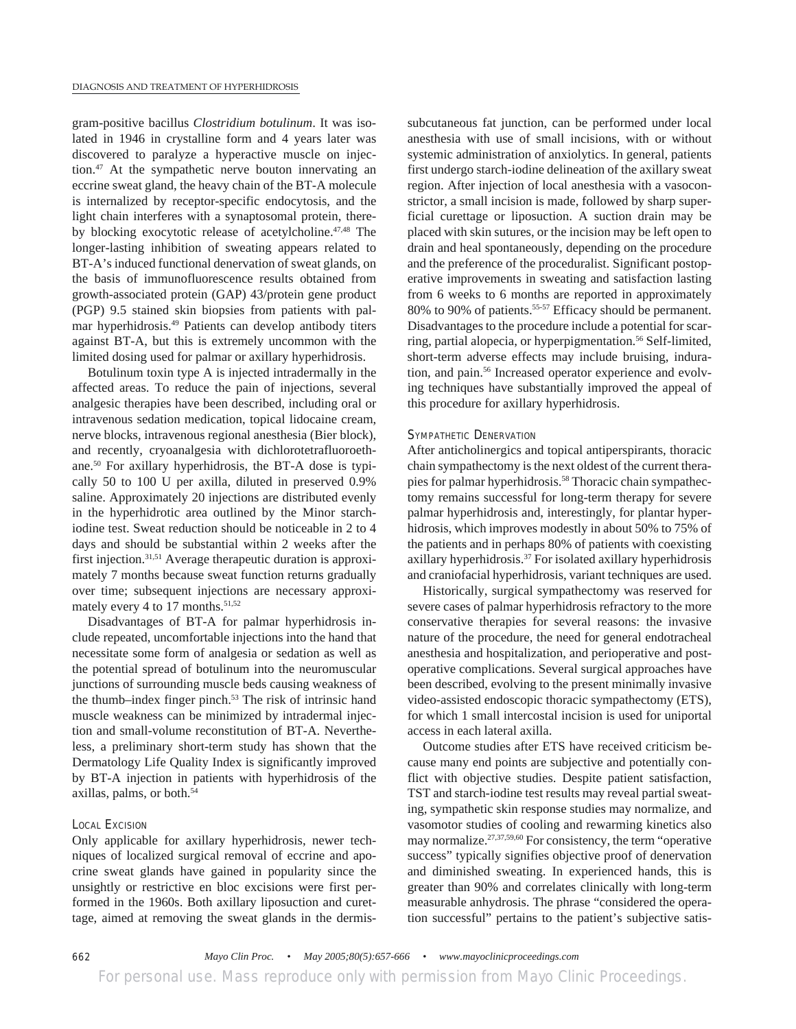gram-positive bacillus *Clostridium botulinum*. It was isolated in 1946 in crystalline form and 4 years later was discovered to paralyze a hyperactive muscle on injection.[47] At the sympathetic nerve bouton innervating an eccrine sweat gland, the heavy chain of the BT-A molecule is internalized by receptor-specific endocytosis, and the light chain interferes with a synaptosomal protein, thereby blocking exocytotic release of acetylcholine.[47,48] The longer-lasting inhibition of sweating appears related to BT-A's induced functional denervation of sweat glands, on the basis of immunofluorescence results obtained from growth-associated protein (GAP) 43/protein gene product (PGP) 9.5 stained skin biopsies from patients with palmar hyperhidrosis.[49] Patients can develop antibody titers against BT-A, but this is extremely uncommon with the limited dosing used for palmar or axillary hyperhidrosis.

Botulinum toxin type A is injected intradermally in the affected areas. To reduce the pain of injections, several analgesic therapies have been described, including oral or intravenous sedation medication, topical lidocaine cream, nerve blocks, intravenous regional anesthesia (Bier block), and recently, cryoanalgesia with dichlorotetrafluoroethane.[50] For axillary hyperhidrosis, the BT-A dose is typically 50 to 100 U per axilla, diluted in preserved 0.9% saline. Approximately 20 injections are distributed evenly in the hyperhidrotic area outlined by the Minor starch-iodine test. Sweat reduction should be noticeable in 2 to 4 days and should be substantial within 2 weeks after the first injection.[31,51] Average therapeutic duration is approximately 7 months because sweat function returns gradually over time; subsequent injections are necessary approximately every 4 to 17 months.[51,52]

Disadvantages of BT-A for palmar hyperhidrosis include repeated, uncomfortable injections into the hand that necessitate some form of analgesia or sedation as well as the potential spread of botulinum into the neuromuscular junctions of surrounding muscle beds causing weakness of the thumb–index finger pinch.[53] The risk of intrinsic hand muscle weakness can be minimized by intradermal injection and small-volume reconstitution of BT-A. Nevertheless, a preliminary short-term study has shown that the Dermatology Life Quality Index is significantly improved by BT-A injection in patients with hyperhidrosis of the axillas, palms, or both.[54]

### Local Excision

Only applicable for axillary hyperhidrosis, newer techniques of localized surgical removal of eccrine and apocrine sweat glands have gained in popularity since the unsightly or restrictive en bloc excisions were first performed in the 1960s. Both axillary liposuction and curettage, aimed at removing the sweat glands in the dermis-subcutaneous fat junction, can be performed under local anesthesia with use of small incisions, with or without systemic administration of anxiolytics. In general, patients first undergo starch-iodine delineation of the axillary sweat region. After injection of local anesthesia with a vasoconstrictor, a small incision is made, followed by sharp superficial curettage or liposuction. A suction drain may be placed with skin sutures, or the incision may be left open to drain and heal spontaneously, depending on the procedure and the preference of the proceduralist. Significant postoperative improvements in sweating and satisfaction lasting from 6 weeks to 6 months are reported in approximately 80% to 90% of patients.[55-57] Efficacy should be permanent. Disadvantages to the procedure include a potential for scarring, partial alopecia, or hyperpigmentation.[56] Self-limited, short-term adverse effects may include bruising, induration, and pain.[56] Increased operator experience and evolving techniques have substantially improved the appeal of this procedure for axillary hyperhidrosis.

### Sympathetic Denervation

After anticholinergics and topical antiperspirants, thoracic chain sympathectomy is the next oldest of the current therapies for palmar hyperhidrosis.[58] Thoracic chain sympathectomy remains successful for long-term therapy for severe palmar hyperhidrosis and, interestingly, for plantar hyperhidrosis, which improves modestly in about 50% to 75% of the patients and in perhaps 80% of patients with coexisting axillary hyperhidrosis.[37] For isolated axillary hyperhidrosis and craniofacial hyperhidrosis, variant techniques are used.

Historically, surgical sympathectomy was reserved for severe cases of palmar hyperhidrosis refractory to the more conservative therapies for several reasons: the invasive nature of the procedure, the need for general endotracheal anesthesia and hospitalization, and perioperative and postoperative complications. Several surgical approaches have been described, evolving to the present minimally invasive video-assisted endoscopic thoracic sympathectomy (ETS), for which 1 small intercostal incision is used for uniportal access in each lateral axilla.

Outcome studies after ETS have received criticism because many end points are subjective and potentially conflict with objective studies. Despite patient satisfaction, TST and starch-iodine test results may reveal partial sweating, sympathetic skin response studies may normalize, and vasomotor studies of cooling and rewarming kinetics also may normalize.[27,37,59,60] For consistency, the term "operative success" typically signifies objective proof of denervation and diminished sweating. In experienced hands, this is greater than 90% and correlates clinically with long-term measurable anhydrosis. The phrase "considered the operation successful" pertains to the patient's subjective satis-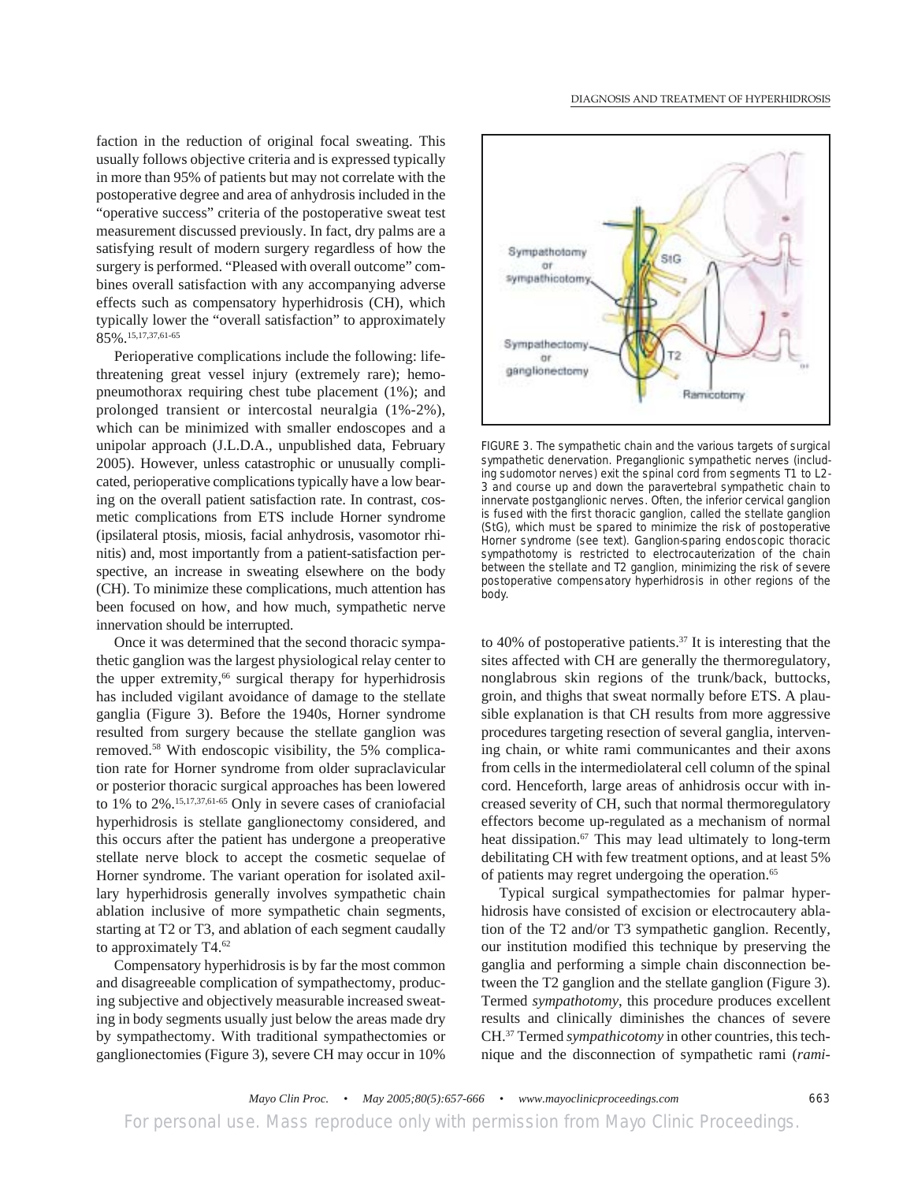faction in the reduction of original focal sweating. This usually follows objective criteria and is expressed typically in more than 95% of patients but may not correlate with the postoperative degree and area of anhydrosis included in the "operative success" criteria of the postoperative sweat test measurement discussed previously. In fact, dry palms are a satisfying result of modern surgery regardless of how the surgery is performed. "Pleased with overall outcome" combines overall satisfaction with any accompanying adverse effects such as compensatory hyperhidrosis (CH), which typically lower the "overall satisfaction" to approximately 85%.[15,17,37,61-65]

Perioperative complications include the following: life-threatening great vessel injury (extremely rare); hemopneumothorax requiring chest tube placement (1%); and prolonged transient or intercostal neuralgia (1%-2%), which can be minimized with smaller endoscopes and a unipolar approach (J.L.D.A., unpublished data, February 2005). However, unless catastrophic or unusually complicated, perioperative complications typically have a low bearing on the overall patient satisfaction rate. In contrast, cosmetic complications from ETS include Horner syndrome (ipsilateral ptosis, miosis, facial anhydrosis, vasomotor rhinitis) and, most importantly from a patient-satisfaction perspective, an increase in sweating elsewhere on the body (CH). To minimize these complications, much attention has been focused on how, and how much, sympathetic nerve innervation should be interrupted.

Once it was determined that the second thoracic sympathetic ganglion was the largest physiological relay center to the upper extremity,[66] surgical therapy for hyperhidrosis has included vigilant avoidance of damage to the stellate ganglia (Figure 3). Before the 1940s, Horner syndrome resulted from surgery because the stellate ganglion was removed.[58] With endoscopic visibility, the 5% complication rate for Horner syndrome from older supraclavicular or posterior thoracic surgical approaches has been lowered to 1% to 2%.[15,17,37,61-65] Only in severe cases of craniofacial hyperhidrosis is stellate ganglionectomy considered, and this occurs after the patient has undergone a preoperative stellate nerve block to accept the cosmetic sequelae of Horner syndrome. The variant operation for isolated axillary hyperhidrosis generally involves sympathetic chain ablation inclusive of more sympathetic chain segments, starting at T2 or T3, and ablation of each segment caudally to approximately T4.[62]

Compensatory hyperhidrosis is by far the most common and disagreeable complication of sympathectomy, producing subjective and objectively measurable increased sweating in body segments usually just below the areas made dry by sympathectomy. With traditional sympathectomies or ganglionectomies (Figure 3), severe CH may occur in 10% to 40% of postoperative patients.[37] It is interesting that the sites affected with CH are generally the thermoregulatory, nonglabrous skin regions of the trunk/back, buttocks, groin, and thighs that sweat normally before ETS. A plausible explanation is that CH results from more aggressive procedures targeting resection of several ganglia, intervening chain, or white rami communicantes and their axons from cells in the intermediolateral cell column of the spinal cord. Henceforth, large areas of anhidrosis occur with increased severity of CH, such that normal thermoregulatory effectors become up-regulated as a mechanism of normal heat dissipation.[67] This may lead ultimately to long-term debilitating CH with few treatment options, and at least 5% of patients may regret undergoing the operation.[65]

FIGURE 3. The sympathetic chain and the various targets of surgical sympathetic denervation. Preganglionic sympathetic nerves (including sudomotor nerves) exit the spinal cord from segments T1 to L2-3 and course up and down the paravertebral sympathetic chain to innervate postganglionic nerves. Often, the inferior cervical ganglion is fused with the first thoracic ganglion, called the stellate ganglion (StG), which must be spared to minimize the risk of postoperative Horner syndrome (see text). Ganglion-sparing endoscopic thoracic sympathotomy is restricted to electrocauterization of the chain between the stellate and T2 ganglion, minimizing the risk of severe postoperative compensatory hyperhidrosis in other regions of the body.

Typical surgical sympathectomies for palmar hyperhidrosis have consisted of excision or electrocautery ablation of the T2 and/or T3 sympathetic ganglion. Recently, our institution modified this technique by preserving the ganglia and performing a simple chain disconnection between the T2 ganglion and the stellate ganglion (Figure 3). Termed *sympathotomy*, this procedure produces excellent results and clinically diminishes the chances of severe CH.[37] Termed *sympathicotomy* in other countries, this technique and the disconnection of sympathetic rami (*rami-*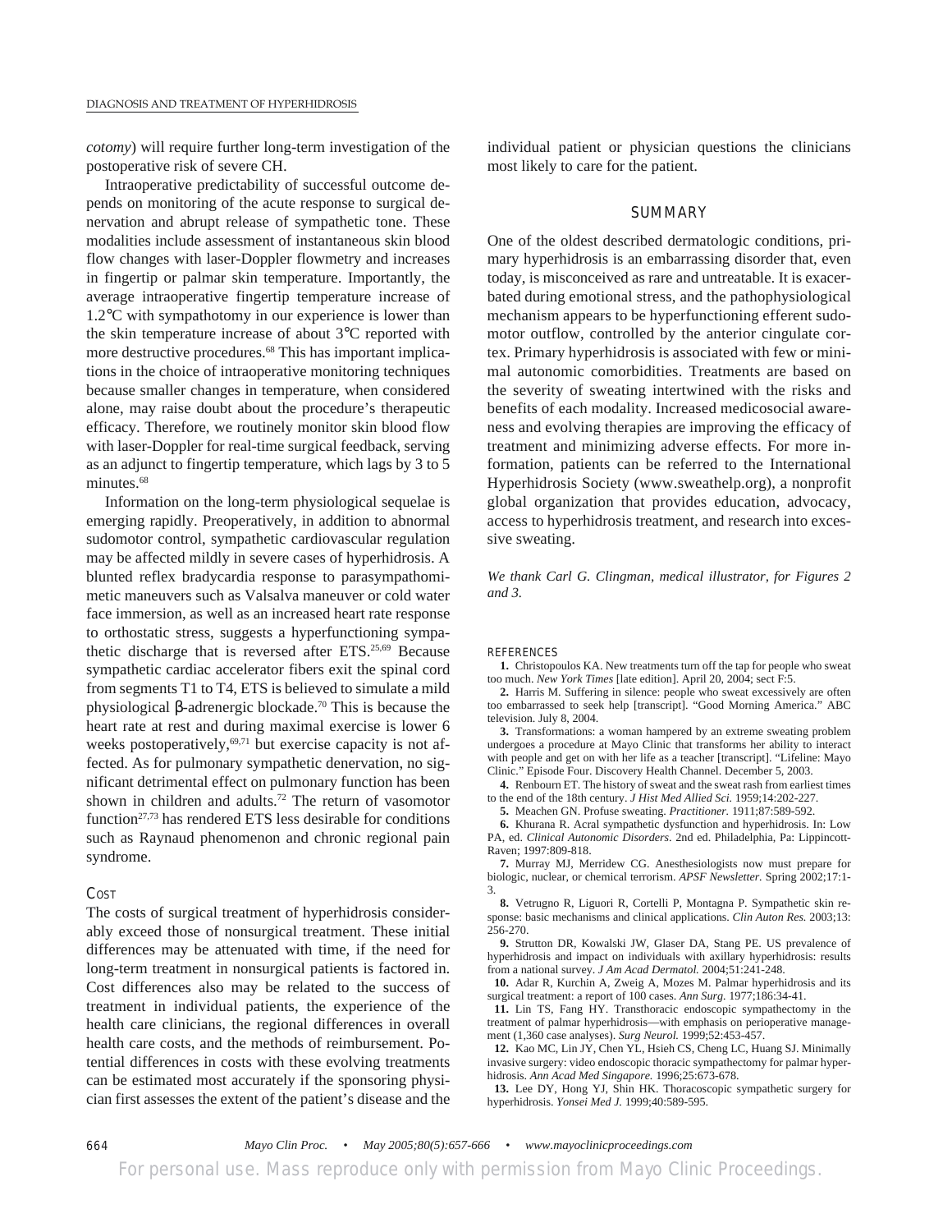*cotomy*) will require further long-term investigation of the postoperative risk of severe CH.

Intraoperative predictability of successful outcome depends on monitoring of the acute response to surgical denervation and abrupt release of sympathetic tone. These modalities include assessment of instantaneous skin blood flow changes with laser-Doppler flowmetry and increases in fingertip or palmar skin temperature. Importantly, the average intraoperative fingertip temperature increase of 1.2°C with sympathotomy in our experience is lower than the skin temperature increase of about 3°C reported with more destructive procedures.[68] This has important implications in the choice of intraoperative monitoring techniques because smaller changes in temperature, when considered alone, may raise doubt about the procedure's therapeutic efficacy. Therefore, we routinely monitor skin blood flow with laser-Doppler for real-time surgical feedback, serving as an adjunct to fingertip temperature, which lags by 3 to 5 minutes.[68]

Information on the long-term physiological sequelae is emerging rapidly. Preoperatively, in addition to abnormal sudomotor control, sympathetic cardiovascular regulation may be affected mildly in severe cases of hyperhidrosis. A blunted reflex bradycardia response to parasympathomimetic maneuvers such as Valsalva maneuver or cold water face immersion, as well as an increased heart rate response to orthostatic stress, suggests a hyperfunctioning sympathetic discharge that is reversed after ETS.[25,69] Because sympathetic cardiac accelerator fibers exit the spinal cord from segments T1 to T4, ETS is believed to simulate a mild physiological β-adrenergic blockade.[70] This is because the heart rate at rest and during maximal exercise is lower 6 weeks postoperatively,[69,71] but exercise capacity is not affected. As for pulmonary sympathetic denervation, no significant detrimental effect on pulmonary function has been shown in children and adults.[72] The return of vasomotor function[27,73] has rendered ETS less desirable for conditions such as Raynaud phenomenon and chronic regional pain syndrome.

### Cost

The costs of surgical treatment of hyperhidrosis considerably exceed those of nonsurgical treatment. These initial differences may be attenuated with time, if the need for long-term treatment in nonsurgical patients is factored in. Cost differences also may be related to the success of treatment in individual patients, the experience of the health care clinicians, the regional differences in overall health care costs, and the methods of reimbursement. Potential differences in costs with these evolving treatments can be estimated most accurately if the sponsoring physician first assesses the extent of the patient's disease and the individual patient or physician questions the clinicians most likely to care for the patient.

## SUMMARY

One of the oldest described dermatologic conditions, primary hyperhidrosis is an embarrassing disorder that, even today, is misconceived as rare and untreatable. It is exacerbated during emotional stress, and the pathophysiological mechanism appears to be hyperfunctioning efferent sudomotor outflow, controlled by the anterior cingulate cortex. Primary hyperhidrosis is associated with few or minimal autonomic comorbidities. Treatments are based on the severity of sweating intertwined with the risks and benefits of each modality. Increased medicosocial awareness and evolving therapies are improving the efficacy of treatment and minimizing adverse effects. For more information, patients can be referred to the International Hyperhidrosis Society (www.sweathelp.org), a nonprofit global organization that provides education, advocacy, access to hyperhidrosis treatment, and research into excessive sweating.

*We thank Carl G. Clingman, medical illustrator, for Figures 2 and 3.*

## REFERENCES

1. Christopoulos KA. New treatments turn off the tap for people who sweat too much. *New York Times* [late edition]. April 20, 2004; sect F:5.
2. Harris M. Suffering in silence: people who sweat excessively are often too embarrassed to seek help [transcript]. "Good Morning America." ABC television. July 8, 2004.
3. Transformations: a woman hampered by an extreme sweating problem undergoes a procedure at Mayo Clinic that transforms her ability to interact with people and get on with her life as a teacher [transcript]. "Lifeline: Mayo Clinic." Episode Four. Discovery Health Channel. December 5, 2003.
4. Renbourn ET. The history of sweat and the sweat rash from earliest times to the end of the 18th century. *J Hist Med Allied Sci.* 1959;14:202-227.
5. Meachen GN. Profuse sweating. *Practitioner.* 1911;87:589-592.
6. Khurana R. Acral sympathetic dysfunction and hyperhidrosis. In: Low PA, ed. *Clinical Autonomic Disorders.* 2nd ed. Philadelphia, Pa: Lippincott-Raven; 1997:809-818.
7. Murray MJ, Merridew CG. Anesthesiologists now must prepare for biologic, nuclear, or chemical terrorism. *APSF Newsletter.* Spring 2002;17:1-3.
8. Vetrugno R, Liguori R, Cortelli P, Montagna P. Sympathetic skin response: basic mechanisms and clinical applications. *Clin Auton Res.* 2003;13:256-270.
9. Strutton DR, Kowalski JW, Glaser DA, Stang PE. US prevalence of hyperhidrosis and impact on individuals with axillary hyperhidrosis: results from a national survey. *J Am Acad Dermatol.* 2004;51:241-248.
10. Adar R, Kurchin A, Zweig A, Mozes M. Palmar hyperhidrosis and its surgical treatment: a report of 100 cases. *Ann Surg.* 1977;186:34-41.
11. Lin TS, Fang HY. Transthoracic endoscopic sympathectomy in the treatment of palmar hyperhidrosis—with emphasis on perioperative management (1,360 case analyses). *Surg Neurol.* 1999;52:453-457.
12. Kao MC, Lin JY, Chen YL, Hsieh CS, Cheng LC, Huang SJ. Minimally invasive surgery: video endoscopic thoracic sympathectomy for palmar hyperhidrosis. *Ann Acad Med Singapore.* 1996;25:673-678.
13. Lee DY, Hong YJ, Shin HK. Thoracoscopic sympathetic surgery for hyperhidrosis. *Yonsei Med J.* 1999;40:589-595.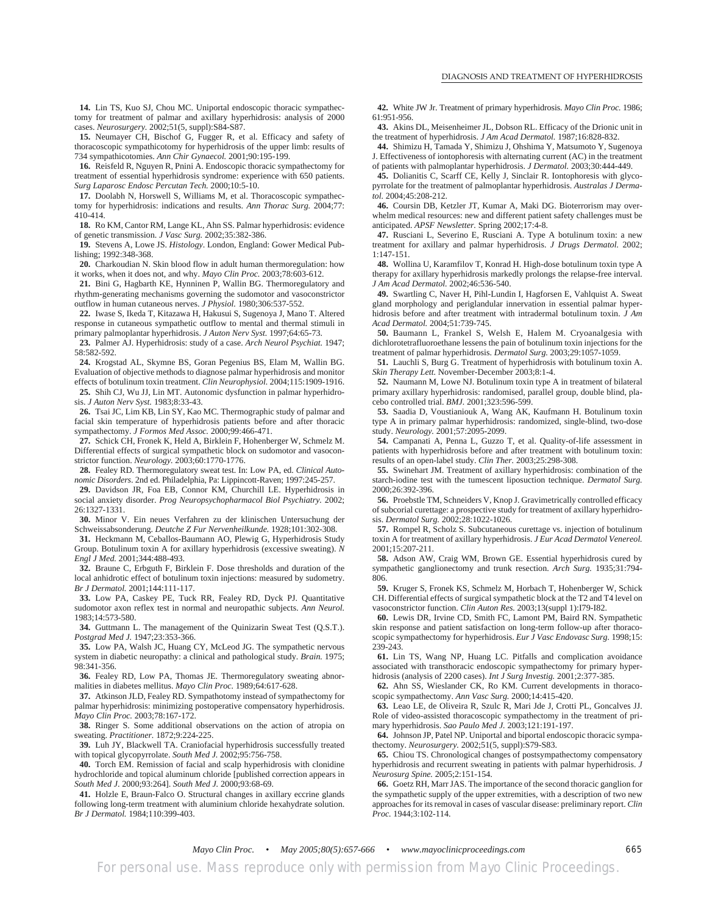14. Lin TS, Kuo SJ, Chou MC. Uniportal endoscopic thoracic sympathectomy for treatment of palmar and axillary hyperhidrosis: analysis of 2000 cases. *Neurosurgery.* 2002;51(5, suppl):S84-S87.

15. Neumayer CH, Bischof G, Fugger R, et al. Efficacy and safety of thoracoscopic sympathicotomy for hyperhidrosis of the upper limb: results of 734 sympathicotomies. *Ann Chir Gynaecol.* 2001;90:195-199.

16. Reisfeld R, Nguyen R, Pnini A. Endoscopic thoracic sympathectomy for treatment of essential hyperhidrosis syndrome: experience with 650 patients. *Surg Laparosc Endosc Percutan Tech.* 2000;10:5-10.

17. Doolabh N, Horswell S, Williams M, et al. Thoracoscopic sympathectomy for hyperhidrosis: indications and results. *Ann Thorac Surg.* 2004;77:410-414.

18. Ro KM, Cantor RM, Lange KL, Ahn SS. Palmar hyperhidrosis: evidence of genetic transmission. *J Vasc Surg.* 2002;35:382-386.

19. Stevens A, Lowe JS. *Histology*. London, England: Gower Medical Publishing; 1992:348-368.

20. Charkoudian N. Skin blood flow in adult human thermoregulation: how it works, when it does not, and why. *Mayo Clin Proc.* 2003;78:603-612.

21. Bini G, Hagbarth KE, Hynninen P, Wallin BG. Thermoregulatory and rhythm-generating mechanisms governing the sudomotor and vasoconstrictor outflow in human cutaneous nerves. *J Physiol.* 1980;306:537-552.

22. Iwase S, Ikeda T, Kitazawa H, Hakusui S, Sugenoya J, Mano T. Altered response in cutaneous sympathetic outflow to mental and thermal stimuli in primary palmoplantar hyperhidrosis. *J Auton Nerv Syst.* 1997;64:65-73.

23. Palmer AJ. Hyperhidrosis: study of a case. *Arch Neurol Psychiat.* 1947; 58:582-592.

24. Krogstad AL, Skymne BS, Goran Pegenius BS, Elam M, Wallin BG. Evaluation of objective methods to diagnose palmar hyperhidrosis and monitor effects of botulinum toxin treatment. *Clin Neurophysiol.* 2004;115:1909-1916.

25. Shih CJ, Wu JJ, Lin MT. Autonomic dysfunction in palmar hyperhidrosis. *J Auton Nerv Syst.* 1983;8:33-43.

26. Tsai JC, Lim KB, Lin SY, Kao MC. Thermographic study of palmar and facial skin temperature of hyperhidrosis patients before and after thoracic sympathectomy. *J Formos Med Assoc.* 2000;99:466-471.

27. Schick CH, Fronek K, Held A, Birklein F, Hohenberger W, Schmelz M. Differential effects of surgical sympathetic block on sudomotor and vasoconstrictor function. *Neurology.* 2003;60:1770-1776.

28. Fealey RD. Thermoregulatory sweat test. In: Low PA, ed. *Clinical Autonomic Disorders*. 2nd ed. Philadelphia, Pa: Lippincott-Raven; 1997:245-257.

29. Davidson JR, Foa EB, Connor KM, Churchill LE. Hyperhidrosis in social anxiety disorder. *Prog Neuropsychopharmacol Biol Psychiatry.* 2002; 26:1327-1331.

30. Minor V. Ein neues Verfahren zu der klinischen Untersuchung der Schweissabsonderung. *Deutche Z Fur Nervenheilkunde.* 1928;101:302-308.

31. Heckmann M, Ceballos-Baumann AO, Plewig G, Hyperhidrosis Study Group. Botulinum toxin A for axillary hyperhidrosis (excessive sweating). *N Engl J Med.* 2001;344:488-493.

32. Braune C, Erbguth F, Birklein F. Dose thresholds and duration of the local anhidrotic effect of botulinum toxin injections: measured by sudometry. *Br J Dermatol.* 2001;144:111-117.

33. Low PA, Caskey PE, Tuck RR, Fealey RD, Dyck PJ. Quantitative sudomotor axon reflex test in normal and neuropathic subjects. *Ann Neurol.* 1983;14:573-580.

34. Guttmann L. The management of the Quinizarin Sweat Test (Q.S.T.). *Postgrad Med J.* 1947;23:353-366.

35. Low PA, Walsh JC, Huang CY, McLeod JG. The sympathetic nervous system in diabetic neuropathy: a clinical and pathological study. *Brain.* 1975; 98:341-356.

36. Fealey RD, Low PA, Thomas JE. Thermoregulatory sweating abnormalities in diabetes mellitus. *Mayo Clin Proc.* 1989;64:617-628.

37. Atkinson JLD, Fealey RD. Sympathotomy instead of sympathectomy for palmar hyperhidrosis: minimizing postoperative compensatory hyperhidrosis. *Mayo Clin Proc.* 2003;78:167-172.

38. Ringer S. Some additional observations on the action of atropia on sweating. *Practitioner.* 1872;9:224-225.

39. Luh JY, Blackwell TA. Craniofacial hyperhidrosis successfully treated with topical glycopyrrolate. *South Med J.* 2002;95:756-758.

40. Torch EM. Remission of facial and scalp hyperhidrosis with clonidine hydrochloride and topical aluminum chloride [published correction appears in *South Med J.* 2000;93:264]. *South Med J.* 2000;93:68-69.

41. Holzle E, Braun-Falco O. Structural changes in axillary eccrine glands following long-term treatment with aluminium chloride hexahydrate solution. *Br J Dermatol.* 1984;110:399-403.

42. White JW Jr. Treatment of primary hyperhidrosis. *Mayo Clin Proc.* 1986; 61:951-956.

43. Akins DL, Meisenheimer JL, Dobson RL. Efficacy of the Drionic unit in the treatment of hyperhidrosis. *J Am Acad Dermatol.* 1987;16:828-832.

44. Shimizu H, Tamada Y, Shimizu J, Ohshima Y, Matsumoto Y, Sugenoya J. Effectiveness of iontophoresis with alternating current (AC) in the treatment of patients with palmoplantar hyperhidrosis. *J Dermatol.* 2003;30:444-449.

45. Dolianitis C, Scarff CE, Kelly J, Sinclair R. Iontophoresis with glycopyrrolate for the treatment of palmoplantar hyperhidrosis. *Australas J Dermatol.* 2004;45:208-212.

46. Coursin DB, Ketzler JT, Kumar A, Maki DG. Bioterrorism may overwhelm medical resources: new and different patient safety challenges must be anticipated. *APSF Newsletter.* Spring 2002;17:4-8.

47. Rusciani L, Severino E, Rusciani A. Type A botulinum toxin: a new treatment for axillary and palmar hyperhidrosis. *J Drugs Dermatol.* 2002; 1:147-151.

48. Wollina U, Karamfilov T, Konrad H. High-dose botulinum toxin type A therapy for axillary hyperhidrosis markedly prolongs the relapse-free interval. *J Am Acad Dermatol.* 2002;46:536-540.

49. Swartling C, Naver H, Pihl-Lundin I, Hagforsen E, Vahlquist A. Sweat gland morphology and periglandular innervation in essential palmar hyperhidrosis before and after treatment with intradermal botulinum toxin. *J Am Acad Dermatol.* 2004;51:739-745.

50. Baumann L, Frankel S, Welsh E, Halem M. Cryoanalgesia with dichlorotetrafluoroethane lessens the pain of botulinum toxin injections for the treatment of palmar hyperhidrosis. *Dermatol Surg.* 2003;29:1057-1059.

51. Lauchli S, Burg G. Treatment of hyperhidrosis with botulinum toxin A. *Skin Therapy Lett.* November-December 2003;8:1-4.

52. Naumann M, Lowe NJ. Botulinum toxin type A in treatment of bilateral primary axillary hyperhidrosis: randomised, parallel group, double blind, placebo controlled trial. *BMJ.* 2001;323:596-599.

53. Saadia D, Voustianiouk A, Wang AK, Kaufmann H. Botulinum toxin type A in primary palmar hyperhidrosis: randomized, single-blind, two-dose study. *Neurology.* 2001;57:2095-2099.

54. Campanati A, Penna L, Guzzo T, et al. Quality-of-life assessment in patients with hyperhidrosis before and after treatment with botulinum toxin: results of an open-label study. *Clin Ther.* 2003;25:298-308.

55. Swinehart JM. Treatment of axillary hyperhidrosis: combination of the starch-iodine test with the tumescent liposuction technique. *Dermatol Surg.* 2000;26:392-396.

56. Proebstle TM, Schneiders V, Knop J. Gravimetrically controlled efficacy of subcorial curettage: a prospective study for treatment of axillary hyperhidrosis. *Dermatol Surg.* 2002;28:1022-1026.

57. Rompel R, Scholz S. Subcutaneous curettage vs. injection of botulinum toxin A for treatment of axillary hyperhidrosis. *J Eur Acad Dermatol Venereol.* 2001;15:207-211.

58. Adson AW, Craig WM, Brown GE. Essential hyperhidrosis cured by sympathetic ganglionectomy and trunk resection. *Arch Surg.* 1935;31:794-806.

59. Kruger S, Fronek KS, Schmelz M, Horbach T, Hohenberger W, Schick CH. Differential effects of surgical sympathetic block at the T2 and T4 level on vasoconstrictor function. *Clin Auton Res.* 2003;13(suppl 1):I79-I82.

60. Lewis DR, Irvine CD, Smith FC, Lamont PM, Baird RN. Sympathetic skin response and patient satisfaction on long-term follow-up after thoracoscopic sympathectomy for hyperhidrosis. *Eur J Vasc Endovasc Surg.* 1998;15: 239-243.

61. Lin TS, Wang NP, Huang LC. Pitfalls and complication avoidance associated with transthoracic endoscopic sympathectomy for primary hyperhidrosis (analysis of 2200 cases). *Int J Surg Investig.* 2001;2:377-385.

62. Ahn SS, Wieslander CK, Ro KM. Current developments in thoracoscopic sympathectomy. *Ann Vasc Surg.* 2000;14:415-420.

63. Leao LE, de Oliveira R, Szulc R, Mari Jde J, Crotti PL, Goncalves JJ. Role of video-assisted thoracoscopic sympathectomy in the treatment of primary hyperhidrosis. *Sao Paulo Med J.* 2003;121:191-197.

64. Johnson JP, Patel NP. Uniportal and biportal endoscopic thoracic sympathectomy. *Neurosurgery.* 2002;51(5, suppl):S79-S83.

65. Chiou TS. Chronological changes of postsympathectomy compensatory hyperhidrosis and recurrent sweating in patients with palmar hyperhidrosis. *J Neurosurg Spine.* 2005;2:151-154.

66. Goetz RH, Marr JAS. The importance of the second thoracic ganglion for the sympathetic supply of the upper extremities, with a description of two new approaches for its removal in cases of vascular disease: preliminary report. *Clin Proc.* 1944;3:102-114.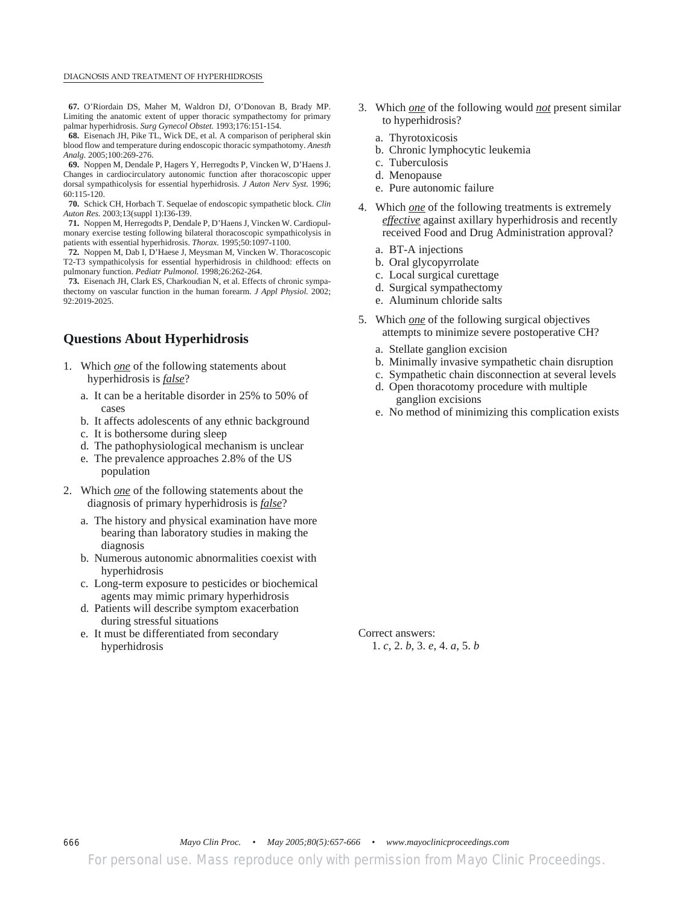**67.** O'Riordain DS, Maher M, Waldron DJ, O'Donovan B, Brady MP. Limiting the anatomic extent of upper thoracic sympathectomy for primary palmar hyperhidrosis. *Surg Gynecol Obstet.* 1993;176:151-154.

**68.** Eisenach JH, Pike TL, Wick DE, et al. A comparison of peripheral skin blood flow and temperature during endoscopic thoracic sympathotomy. *Anesth Analg.* 2005;100:269-276.

**69.** Noppen M, Dendale P, Hagers Y, Herregodts P, Vincken W, D'Haens J. Changes in cardiocirculatory autonomic function after thoracoscopic upper dorsal sympathicolysis for essential hyperhidrosis. *J Auton Nerv Syst.* 1996; 60:115-120.

**70.** Schick CH, Horbach T. Sequelae of endoscopic sympathetic block. *Clin Auton Res.* 2003;13(suppl 1):I36-I39.

**71.** Noppen M, Herregodts P, Dendale P, D'Haens J, Vincken W. Cardiopulmonary exercise testing following bilateral thoracoscopic sympathicolysis in patients with essential hyperhidrosis. *Thorax.* 1995;50:1097-1100.

**72.** Noppen M, Dab I, D'Haese J, Meysman M, Vincken W. Thoracoscopic T2-T3 sympathicolysis for essential hyperhidrosis in childhood: effects on pulmonary function. *Pediatr Pulmonol.* 1998;26:262-264.

**73.** Eisenach JH, Clark ES, Charkoudian N, et al. Effects of chronic sympathectomy on vascular function in the human forearm. *J Appl Physiol.* 2002; 92:2019-2025.

## Questions About Hyperhidrosis

1. Which *one* of the following statements about hyperhidrosis is *false*?
   a. It can be a heritable disorder in 25% to 50% of cases
   b. It affects adolescents of any ethnic background
   c. It is bothersome during sleep
   d. The pathophysiological mechanism is unclear
   e. The prevalence approaches 2.8% of the US population

2. Which *one* of the following statements about the diagnosis of primary hyperhidrosis is *false*?
   a. The history and physical examination have more bearing than laboratory studies in making the diagnosis
   b. Numerous autonomic abnormalities coexist with hyperhidrosis
   c. Long-term exposure to pesticides or biochemical agents may mimic primary hyperhidrosis
   d. Patients will describe symptom exacerbation during stressful situations
   e. It must be differentiated from secondary hyperhidrosis

3. Which *one* of the following would *not* present similar to hyperhidrosis?
   a. Thyrotoxicosis
   b. Chronic lymphocytic leukemia
   c. Tuberculosis
   d. Menopause
   e. Pure autonomic failure

4. Which *one* of the following treatments is extremely *effective* against axillary hyperhidrosis and recently received Food and Drug Administration approval?
   a. BT-A injections
   b. Oral glycopyrrolate
   c. Local surgical curettage
   d. Surgical sympathectomy
   e. Aluminum chloride salts

5. Which *one* of the following surgical objectives attempts to minimize severe postoperative CH?
   a. Stellate ganglion excision
   b. Minimally invasive sympathetic chain disruption
   c. Sympathetic chain disconnection at several levels
   d. Open thoracotomy procedure with multiple ganglion excisions
   e. No method of minimizing this complication exists

Correct answers:
1. *c*, 2. *b*, 3. *e*, 4. *a*, 5. *b*

For personal use. Mass reproduce only with permission from Mayo Clinic Proceedings.